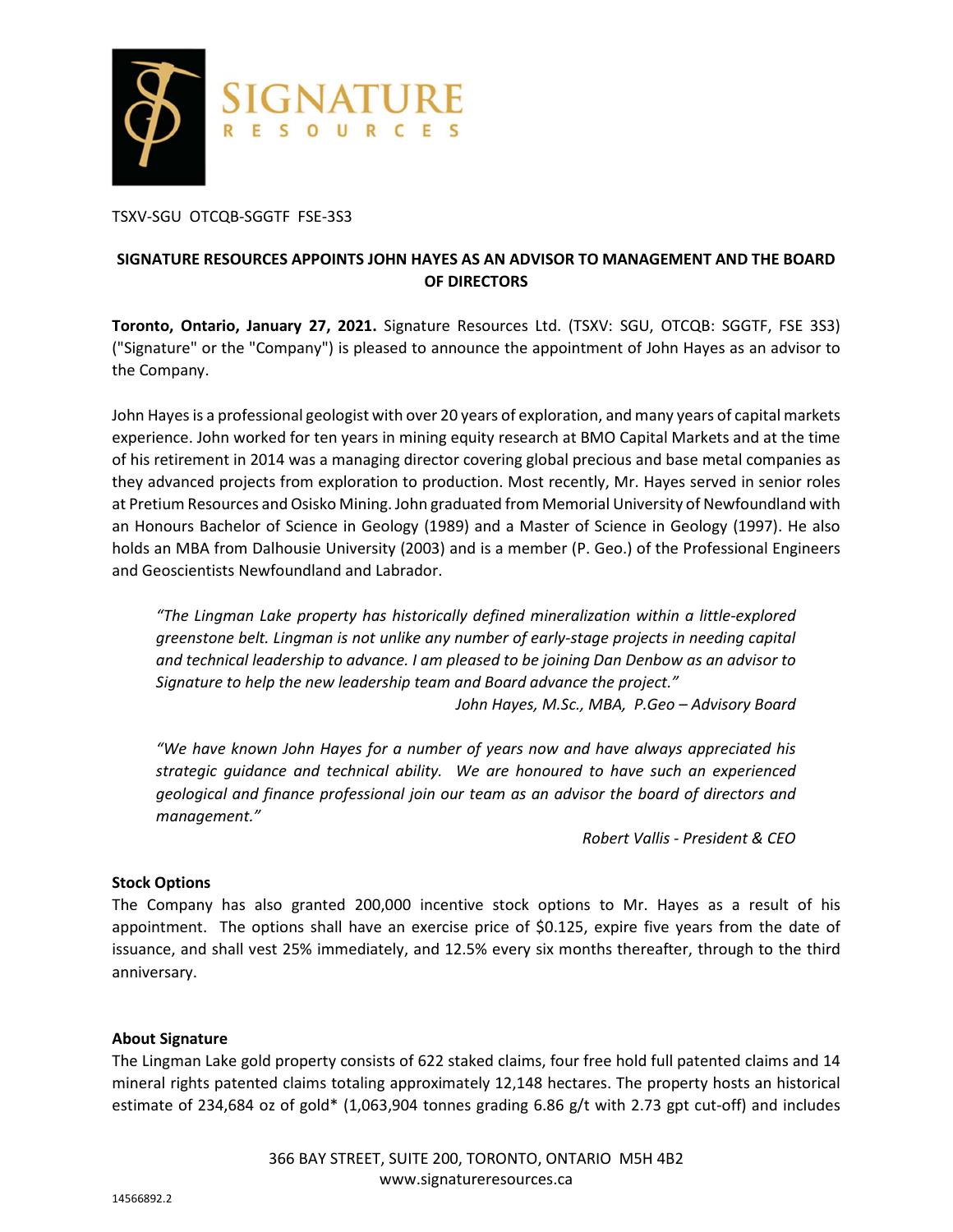TSXV-SGU OTCQB-SGGTF FSE-3S3

## SIGNATURE RESOURCES APPOINTS JOHN HAYES AS AN ADVISOR TO MANAGEMENT AND THE BOARD OF DIRECTORS

**Toronto, Ontario, January 27, 2021.** Signature Resources Ltd. (TSXV: SGU, OTCQB: SGGTF, FSE 3S3) ("Signature" or the "Company") is pleased to announce the appointment of John Hayes as an advisor to the Company.

John Hayes is a professional geologist with over 20 years of exploration, and many years of capital markets experience. John worked for ten years in mining equity research at BMO Capital Markets and at the time of his retirement in 2014 was a managing director covering global precious and base metal companies as they advanced projects from exploration to production. Most recently, Mr. Hayes served in senior roles at Pretium Resources and Osisko Mining. John graduated from Memorial University of Newfoundland with an Honours Bachelor of Science in Geology (1989) and a Master of Science in Geology (1997). He also holds an MBA from Dalhousie University (2003) and is a member (P. Geo.) of the Professional Engineers and Geoscientists Newfoundland and Labrador.

> *"The Lingman Lake property has historically defined mineralization within a little-explored greenstone belt. Lingman is not unlike any number of early-stage projects in needing capital and technical leadership to advance. I am pleased to be joining Dan Denbow as an advisor to Signature to help the new leadership team and Board advance the project."*
>
> *John Hayes, M.Sc., MBA, P.Geo – Advisory Board*

> *"We have known John Hayes for a number of years now and have always appreciated his strategic guidance and technical ability. We are honoured to have such an experienced geological and finance professional join our team as an advisor the board of directors and management."*
>
> *Robert Vallis - President & CEO*

**Stock Options**

The Company has also granted 200,000 incentive stock options to Mr. Hayes as a result of his appointment. The options shall have an exercise price of $0.125, expire five years from the date of issuance, and shall vest 25% immediately, and 12.5% every six months thereafter, through to the third anniversary.

**About Signature**

The Lingman Lake gold property consists of 622 staked claims, four free hold full patented claims and 14 mineral rights patented claims totaling approximately 12,148 hectares. The property hosts an historical estimate of 234,684 oz of gold* (1,063,904 tonnes grading 6.86 g/t with 2.73 gpt cut-off) and includes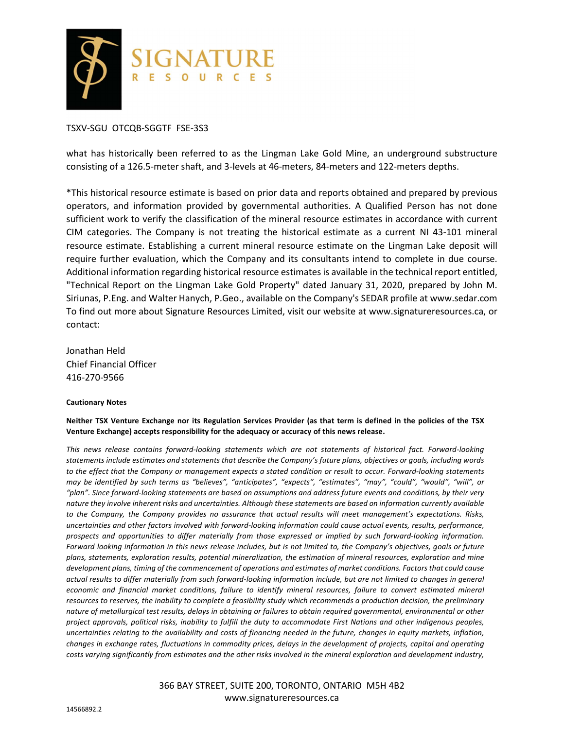TSXV-SGU OTCQB-SGGTF FSE-3S3

what has historically been referred to as the Lingman Lake Gold Mine, an underground substructure consisting of a 126.5-meter shaft, and 3-levels at 46-meters, 84-meters and 122-meters depths.

*This historical resource estimate is based on prior data and reports obtained and prepared by previous operators, and information provided by governmental authorities. A Qualified Person has not done sufficient work to verify the classification of the mineral resource estimates in accordance with current CIM categories. The Company is not treating the historical estimate as a current NI 43-101 mineral resource estimate. Establishing a current mineral resource estimate on the Lingman Lake deposit will require further evaluation, which the Company and its consultants intend to complete in due course. Additional information regarding historical resource estimates is available in the technical report entitled, "Technical Report on the Lingman Lake Gold Property" dated January 31, 2020, prepared by John M. Siriunas, P.Eng. and Walter Hanych, P.Geo., available on the Company's SEDAR profile at www.sedar.com To find out more about Signature Resources Limited, visit our website at www.signatureresources.ca, or contact:

Jonathan Held
Chief Financial Officer
416-270-9566

**Cautionary Notes**

**Neither TSX Venture Exchange nor its Regulation Services Provider (as that term is defined in the policies of the TSX Venture Exchange) accepts responsibility for the adequacy or accuracy of this news release.**

*This news release contains forward-looking statements which are not statements of historical fact. Forward-looking statements include estimates and statements that describe the Company's future plans, objectives or goals, including words to the effect that the Company or management expects a stated condition or result to occur. Forward-looking statements may be identified by such terms as "believes", "anticipates", "expects", "estimates", "may", "could", "would", "will", or "plan". Since forward-looking statements are based on assumptions and address future events and conditions, by their very nature they involve inherent risks and uncertainties. Although these statements are based on information currently available to the Company, the Company provides no assurance that actual results will meet management's expectations. Risks, uncertainties and other factors involved with forward-looking information could cause actual events, results, performance, prospects and opportunities to differ materially from those expressed or implied by such forward-looking information. Forward looking information in this news release includes, but is not limited to, the Company's objectives, goals or future plans, statements, exploration results, potential mineralization, the estimation of mineral resources, exploration and mine development plans, timing of the commencement of operations and estimates of market conditions. Factors that could cause actual results to differ materially from such forward-looking information include, but are not limited to changes in general economic and financial market conditions, failure to identify mineral resources, failure to convert estimated mineral resources to reserves, the inability to complete a feasibility study which recommends a production decision, the preliminary nature of metallurgical test results, delays in obtaining or failures to obtain required governmental, environmental or other project approvals, political risks, inability to fulfill the duty to accommodate First Nations and other indigenous peoples, uncertainties relating to the availability and costs of financing needed in the future, changes in equity markets, inflation, changes in exchange rates, fluctuations in commodity prices, delays in the development of projects, capital and operating costs varying significantly from estimates and the other risks involved in the mineral exploration and development industry,*

366 BAY STREET, SUITE 200, TORONTO, ONTARIO M5H 4B2
www.signatureresources.ca

14566892.2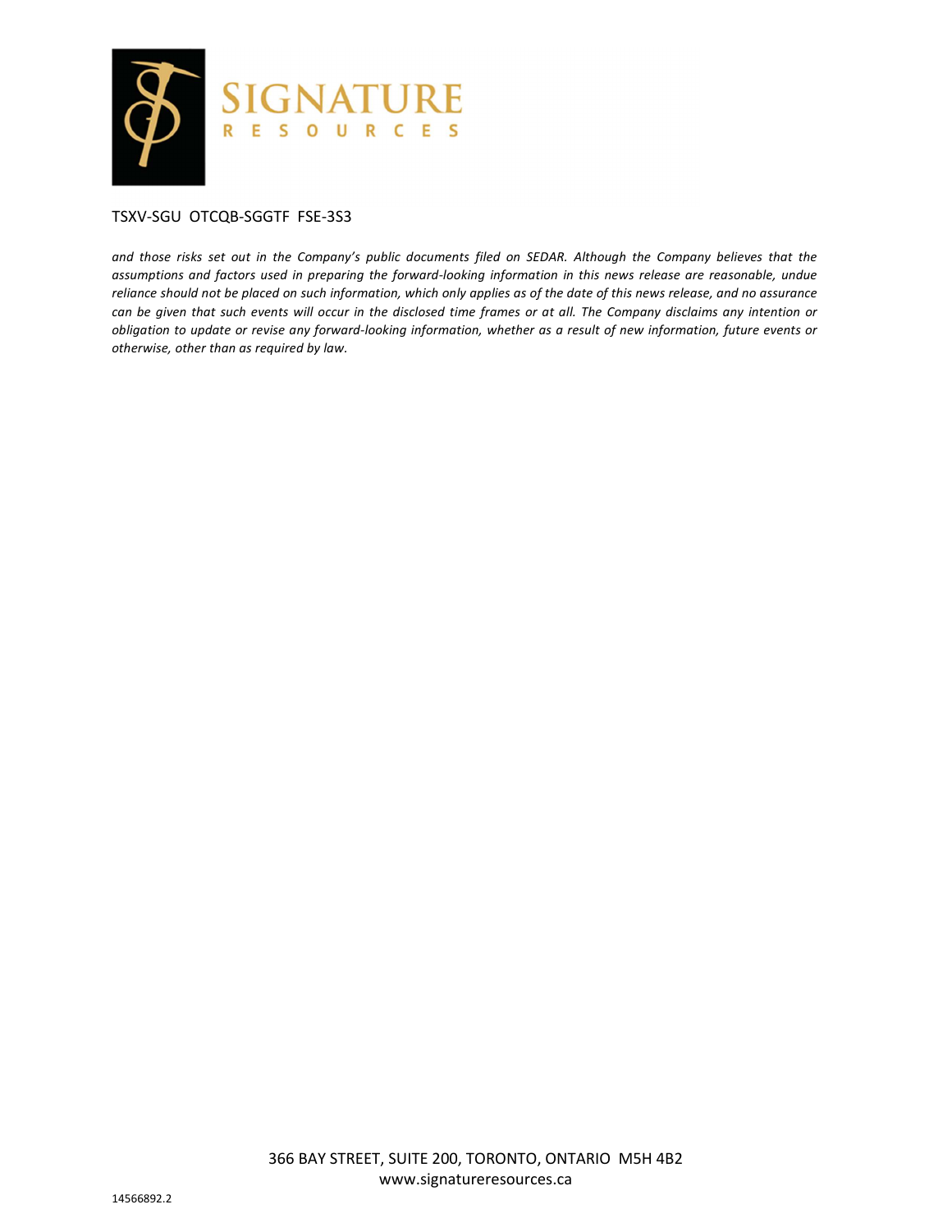TSXV-SGU OTCQB-SGGTF FSE-3S3

*and those risks set out in the Company's public documents filed on SEDAR. Although the Company believes that the assumptions and factors used in preparing the forward-looking information in this news release are reasonable, undue reliance should not be placed on such information, which only applies as of the date of this news release, and no assurance can be given that such events will occur in the disclosed time frames or at all. The Company disclaims any intention or obligation to update or revise any forward-looking information, whether as a result of new information, future events or otherwise, other than as required by law.*